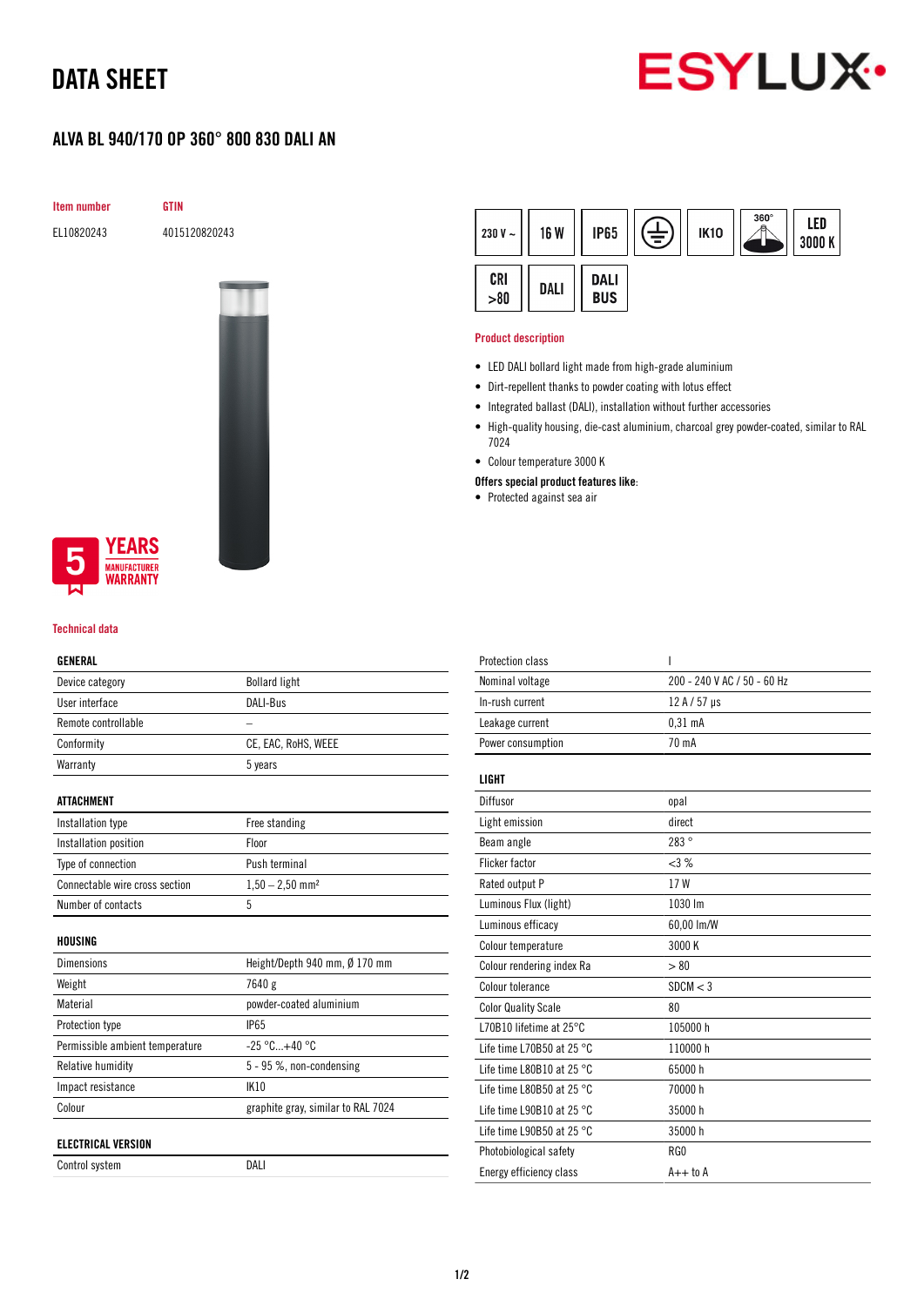# DATA SHEET

ESYLUX

## ALVA BL 940/170 OP 360° 800 830 DALI AN

| Item number | GTIN |
|---|---|
| EL10820243 | 4015120820243 |

230 V ~ | 16 W | IP65 | IK10 | 360° | LED 3000 K | CRI >80 | DALI | DALI BUS

5 YEARS MANUFACTURER WARRANTY

### Product description

- LED DALI bollard light made from high-grade aluminium
- Dirt-repellent thanks to powder coating with lotus effect
- Integrated ballast (DALI), installation without further accessories
- High-quality housing, die-cast aluminium, charcoal grey powder-coated, similar to RAL 7024
- Colour temperature 3000 K

**Offers special product features like:**

- Protected against sea air

### Technical data

| GENERAL | |
|---|---|
| Device category | Bollard light |
| User interface | DALI-Bus |
| Remote controllable | – |
| Conformity | CE, EAC, RoHS, WEEE |
| Warranty | 5 years |

| ATTACHMENT | |
|---|---|
| Installation type | Free standing |
| Installation position | Floor |
| Type of connection | Push terminal |
| Connectable wire cross section | 1,50 – 2,50 mm² |
| Number of contacts | 5 |

| HOUSING | |
|---|---|
| Dimensions | Height/Depth 940 mm, Ø 170 mm |
| Weight | 7640 g |
| Material | powder-coated aluminium |
| Protection type | IP65 |
| Permissible ambient temperature | -25 °C...+40 °C |
| Relative humidity | 5 - 95 %, non-condensing |
| Impact resistance | IK10 |
| Colour | graphite gray, similar to RAL 7024 |

| ELECTRICAL VERSION | |
|---|---|
| Control system | DALI |
| Protection class | I |
| Nominal voltage | 200 - 240 V AC / 50 - 60 Hz |
| In-rush current | 12 A / 57 µs |
| Leakage current | 0,31 mA |
| Power consumption | 70 mA |

| LIGHT | |
|---|---|
| Diffusor | opal |
| Light emission | direct |
| Beam angle | 283 ° |
| Flicker factor | <3 % |
| Rated output P | 17 W |
| Luminous Flux (light) | 1030 lm |
| Luminous efficacy | 60,00 lm/W |
| Colour temperature | 3000 K |
| Colour rendering index Ra | > 80 |
| Colour tolerance | SDCM < 3 |
| Color Quality Scale | 80 |
| L70B10 lifetime at 25°C | 105000 h |
| Life time L70B50 at 25 °C | 110000 h |
| Life time L80B10 at 25 °C | 65000 h |
| Life time L80B50 at 25 °C | 70000 h |
| Life time L90B10 at 25 °C | 35000 h |
| Life time L90B50 at 25 °C | 35000 h |
| Photobiological safety | RG0 |
| Energy efficiency class | A++ to A |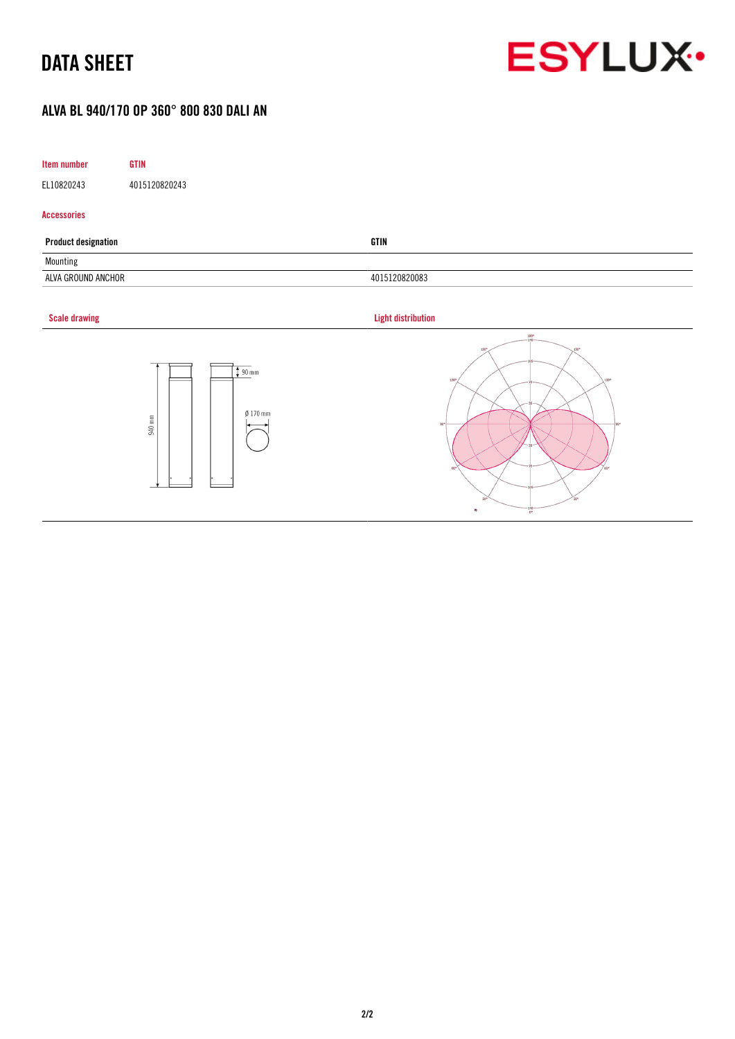# DATA SHEET

ESYLUX

## ALVA BL 940/170 OP 360° 800 830 DALI AN

| Item number | GTIN |
| --- | --- |
| EL10820243 | 4015120820243 |

### Accessories

| Product designation | GTIN |
| --- | --- |
| Mounting | |
| ALVA GROUND ANCHOR | 4015120820083 |

### Scale drawing

940 mm
90 mm
Ø 170 mm

### Light distribution